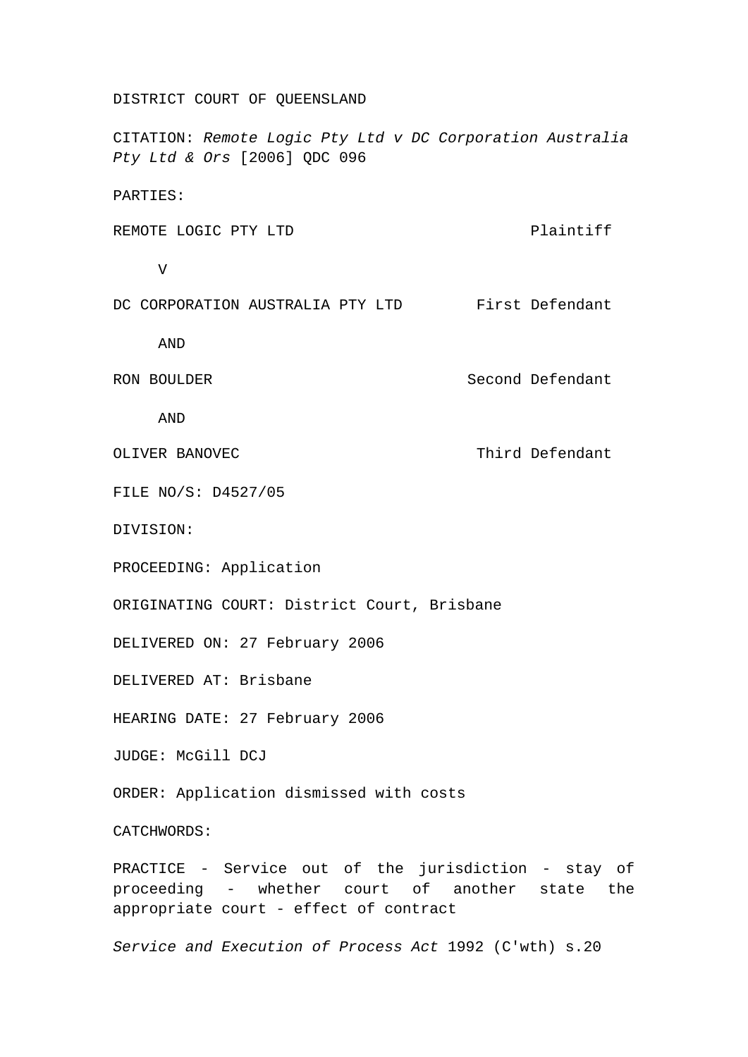DISTRICT COURT OF QUEENSLAND

CITATION: *Remote Logic Pty Ltd v DC Corporation Australia Pty Ltd & Ors* [2006] QDC 096

PARTIES:

| | |
|---|---|
| REMOTE LOGIC PTY LTD | Plaintiff |
| V | |
| DC CORPORATION AUSTRALIA PTY LTD | First Defendant |
| AND | |
| RON BOULDER | Second Defendant |
| AND | |
| OLIVER BANOVEC | Third Defendant |

FILE NO/S: D4527/05

DIVISION:

PROCEEDING: Application

ORIGINATING COURT: District Court, Brisbane

DELIVERED ON: 27 February 2006

DELIVERED AT: Brisbane

HEARING DATE: 27 February 2006

JUDGE: McGill DCJ

ORDER: Application dismissed with costs

CATCHWORDS:

PRACTICE - Service out of the jurisdiction - stay of proceeding - whether court of another state the appropriate court - effect of contract

*Service and Execution of Process Act* 1992 (C'wth) s.20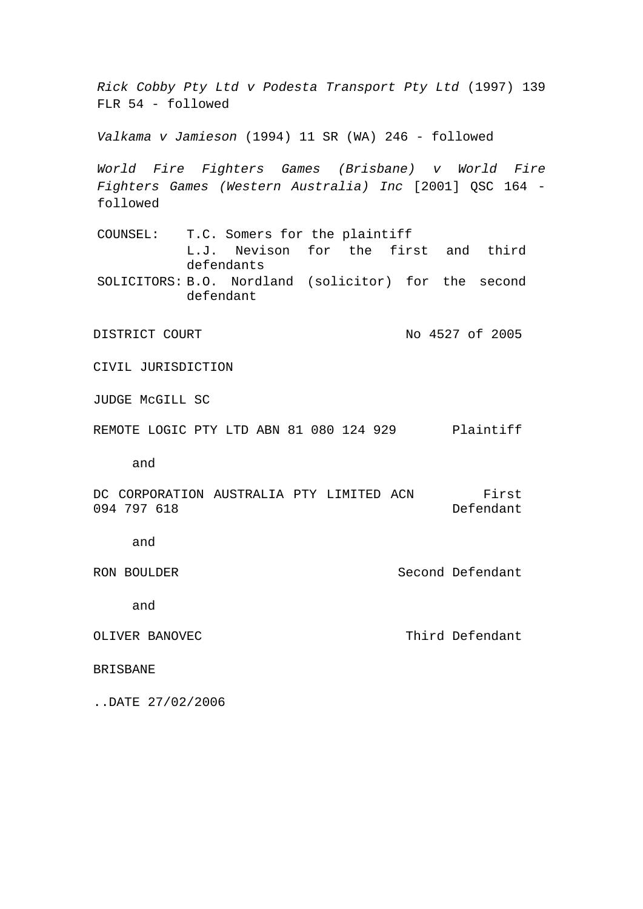*Rick Cobby Pty Ltd v Podesta Transport Pty Ltd* (1997) 139 FLR 54 - followed

*Valkama v Jamieson* (1994) 11 SR (WA) 246 - followed

*World Fire Fighters Games (Brisbane) v World Fire Fighters Games (Western Australia) Inc* [2001] QSC 164 - followed

| | |
|---|---|
| COUNSEL: | T.C. Somers for the plaintiff<br>L.J. Nevison for the first and third defendants |
| SOLICITORS: | B.O. Nordland (solicitor) for the second defendant |

DISTRICT COURT No 4527 of 2005

CIVIL JURISDICTION

JUDGE McGILL SC

REMOTE LOGIC PTY LTD ABN 81 080 124 929 Plaintiff

and

DC CORPORATION AUSTRALIA PTY LIMITED ACN 094 797 618 First Defendant

and

RON BOULDER Second Defendant

and

OLIVER BANOVEC Third Defendant

BRISBANE

..DATE 27/02/2006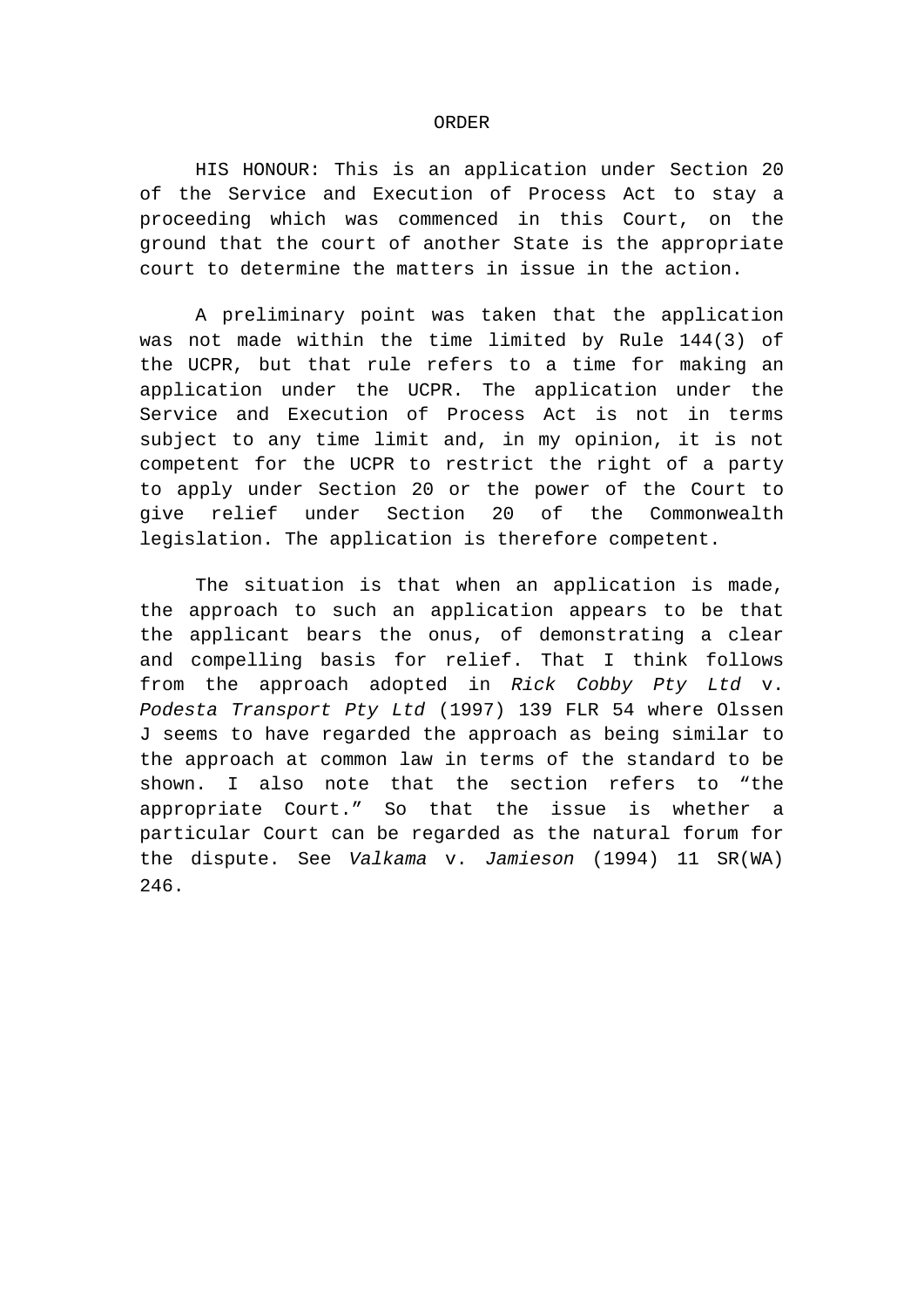ORDER

HIS HONOUR: This is an application under Section 20 of the Service and Execution of Process Act to stay a proceeding which was commenced in this Court, on the ground that the court of another State is the appropriate court to determine the matters in issue in the action.

A preliminary point was taken that the application was not made within the time limited by Rule 144(3) of the UCPR, but that rule refers to a time for making an application under the UCPR. The application under the Service and Execution of Process Act is not in terms subject to any time limit and, in my opinion, it is not competent for the UCPR to restrict the right of a party to apply under Section 20 or the power of the Court to give relief under Section 20 of the Commonwealth legislation. The application is therefore competent.

The situation is that when an application is made, the approach to such an application appears to be that the applicant bears the onus, of demonstrating a clear and compelling basis for relief. That I think follows from the approach adopted in *Rick Cobby Pty Ltd* v. *Podesta Transport Pty Ltd* (1997) 139 FLR 54 where Olssen J seems to have regarded the approach as being similar to the approach at common law in terms of the standard to be shown. I also note that the section refers to "the appropriate Court." So that the issue is whether a particular Court can be regarded as the natural forum for the dispute. See *Valkama* v. *Jamieson* (1994) 11 SR(WA) 246.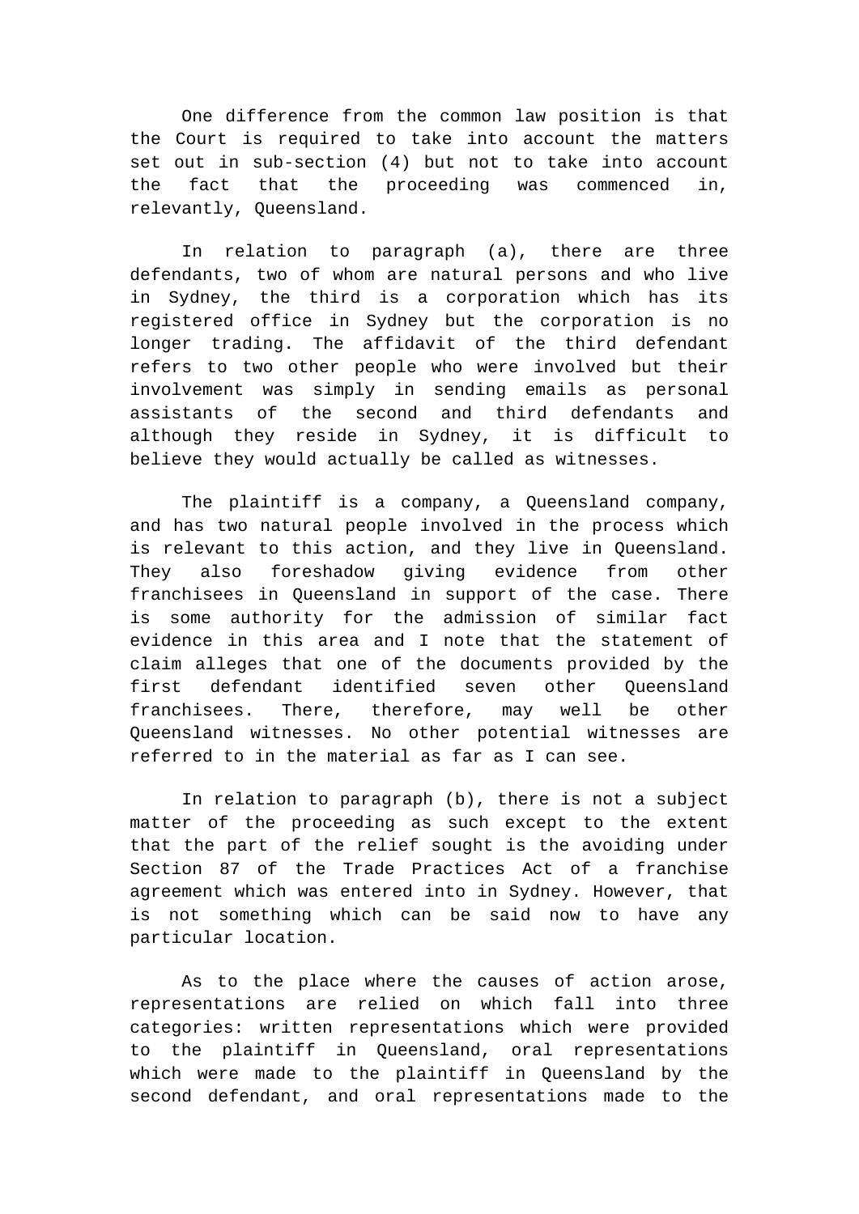One difference from the common law position is that the Court is required to take into account the matters set out in sub-section (4) but not to take into account the fact that the proceeding was commenced in, relevantly, Queensland.

In relation to paragraph (a), there are three defendants, two of whom are natural persons and who live in Sydney, the third is a corporation which has its registered office in Sydney but the corporation is no longer trading. The affidavit of the third defendant refers to two other people who were involved but their involvement was simply in sending emails as personal assistants of the second and third defendants and although they reside in Sydney, it is difficult to believe they would actually be called as witnesses.

The plaintiff is a company, a Queensland company, and has two natural people involved in the process which is relevant to this action, and they live in Queensland. They also foreshadow giving evidence from other franchisees in Queensland in support of the case. There is some authority for the admission of similar fact evidence in this area and I note that the statement of claim alleges that one of the documents provided by the first defendant identified seven other Queensland franchisees. There, therefore, may well be other Queensland witnesses. No other potential witnesses are referred to in the material as far as I can see.

In relation to paragraph (b), there is not a subject matter of the proceeding as such except to the extent that the part of the relief sought is the avoiding under Section 87 of the Trade Practices Act of a franchise agreement which was entered into in Sydney. However, that is not something which can be said now to have any particular location.

As to the place where the causes of action arose, representations are relied on which fall into three categories: written representations which were provided to the plaintiff in Queensland, oral representations which were made to the plaintiff in Queensland by the second defendant, and oral representations made to the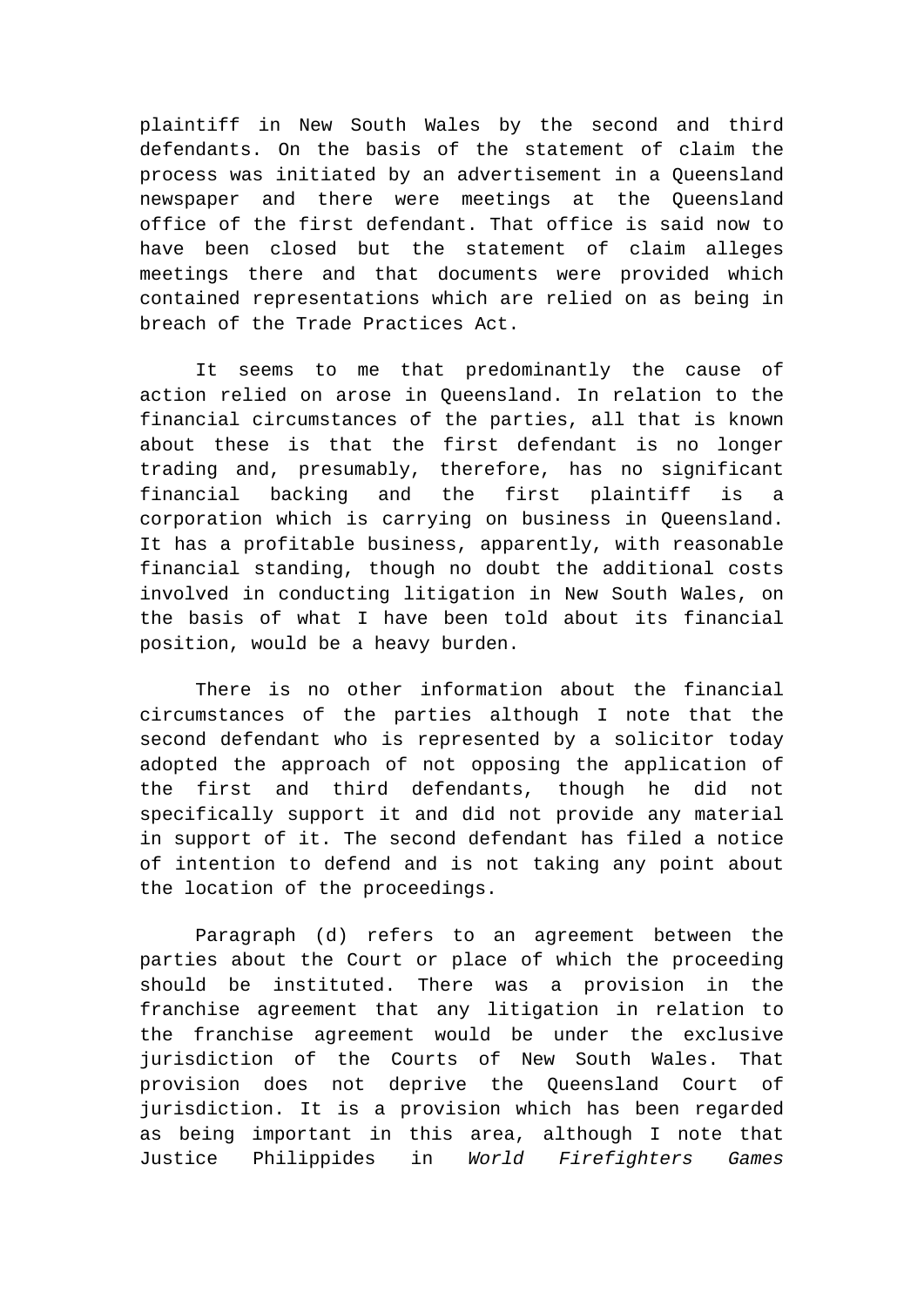plaintiff in New South Wales by the second and third defendants. On the basis of the statement of claim the process was initiated by an advertisement in a Queensland newspaper and there were meetings at the Queensland office of the first defendant. That office is said now to have been closed but the statement of claim alleges meetings there and that documents were provided which contained representations which are relied on as being in breach of the Trade Practices Act.

It seems to me that predominantly the cause of action relied on arose in Queensland. In relation to the financial circumstances of the parties, all that is known about these is that the first defendant is no longer trading and, presumably, therefore, has no significant financial backing and the first plaintiff is a corporation which is carrying on business in Queensland. It has a profitable business, apparently, with reasonable financial standing, though no doubt the additional costs involved in conducting litigation in New South Wales, on the basis of what I have been told about its financial position, would be a heavy burden.

There is no other information about the financial circumstances of the parties although I note that the second defendant who is represented by a solicitor today adopted the approach of not opposing the application of the first and third defendants, though he did not specifically support it and did not provide any material in support of it. The second defendant has filed a notice of intention to defend and is not taking any point about the location of the proceedings.

Paragraph (d) refers to an agreement between the parties about the Court or place of which the proceeding should be instituted. There was a provision in the franchise agreement that any litigation in relation to the franchise agreement would be under the exclusive jurisdiction of the Courts of New South Wales. That provision does not deprive the Queensland Court of jurisdiction. It is a provision which has been regarded as being important in this area, although I note that Justice Philippides in *World Firefighters Games*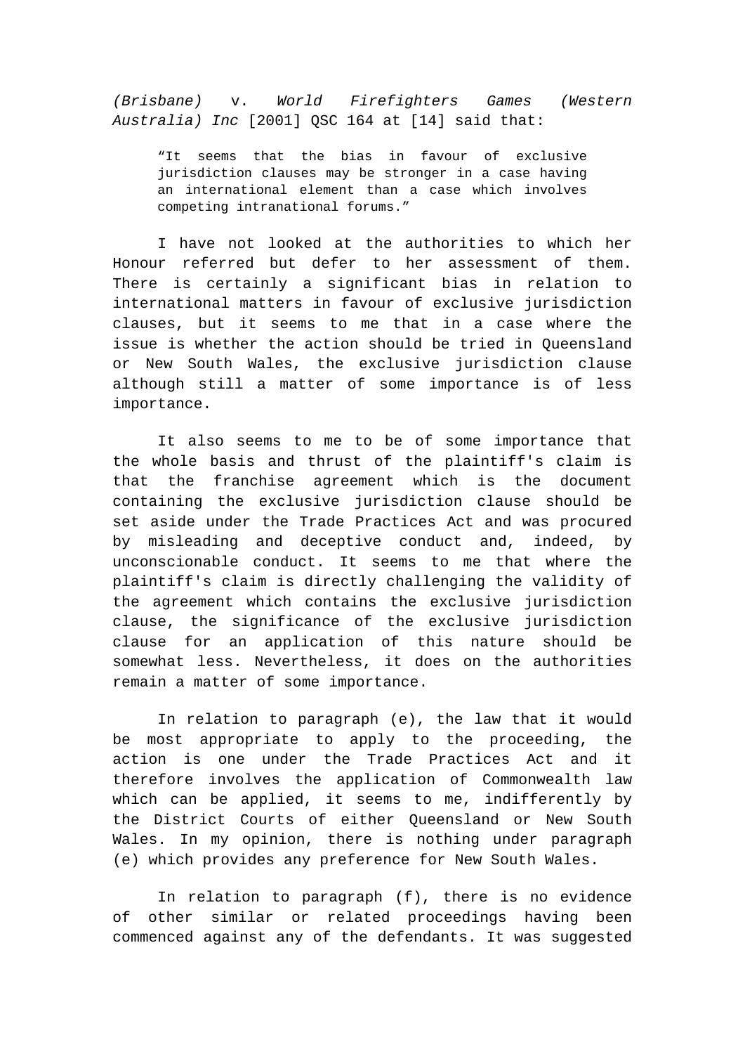*(Brisbane)* v. *World Firefighters Games (Western Australia) Inc* [2001] QSC 164 at [14] said that:

> "It seems that the bias in favour of exclusive jurisdiction clauses may be stronger in a case having an international element than a case which involves competing intranational forums."

I have not looked at the authorities to which her Honour referred but defer to her assessment of them. There is certainly a significant bias in relation to international matters in favour of exclusive jurisdiction clauses, but it seems to me that in a case where the issue is whether the action should be tried in Queensland or New South Wales, the exclusive jurisdiction clause although still a matter of some importance is of less importance.

It also seems to me to be of some importance that the whole basis and thrust of the plaintiff's claim is that the franchise agreement which is the document containing the exclusive jurisdiction clause should be set aside under the Trade Practices Act and was procured by misleading and deceptive conduct and, indeed, by unconscionable conduct. It seems to me that where the plaintiff's claim is directly challenging the validity of the agreement which contains the exclusive jurisdiction clause, the significance of the exclusive jurisdiction clause for an application of this nature should be somewhat less. Nevertheless, it does on the authorities remain a matter of some importance.

In relation to paragraph (e), the law that it would be most appropriate to apply to the proceeding, the action is one under the Trade Practices Act and it therefore involves the application of Commonwealth law which can be applied, it seems to me, indifferently by the District Courts of either Queensland or New South Wales. In my opinion, there is nothing under paragraph (e) which provides any preference for New South Wales.

In relation to paragraph (f), there is no evidence of other similar or related proceedings having been commenced against any of the defendants. It was suggested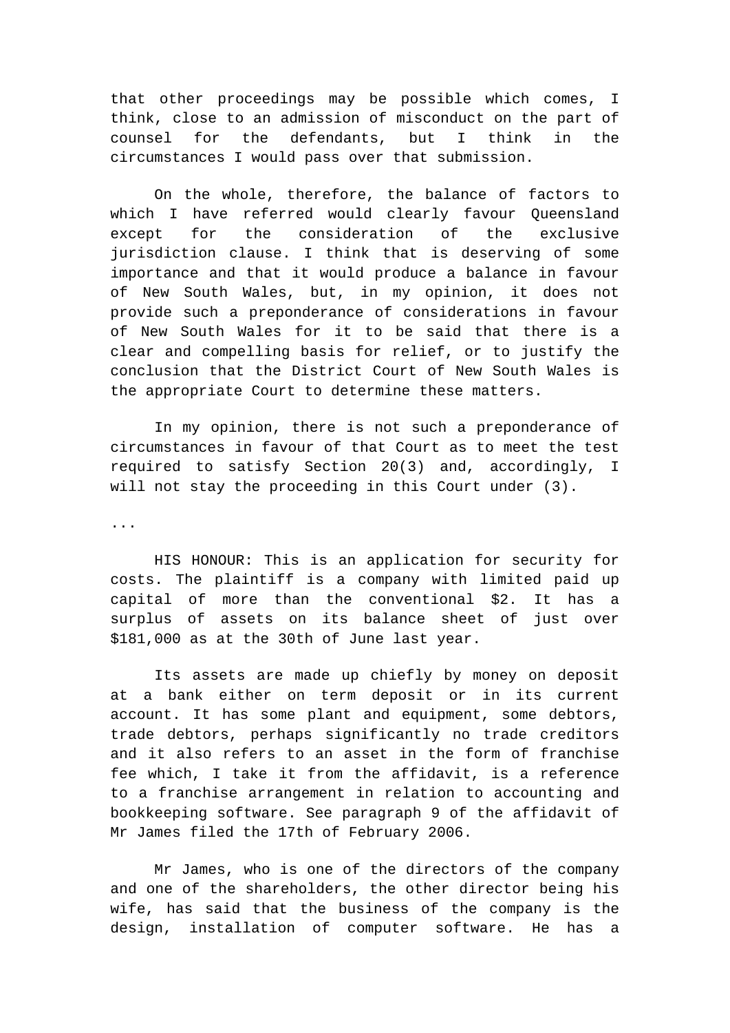that other proceedings may be possible which comes, I think, close to an admission of misconduct on the part of counsel for the defendants, but I think in the circumstances I would pass over that submission.

On the whole, therefore, the balance of factors to which I have referred would clearly favour Queensland except for the consideration of the exclusive jurisdiction clause. I think that is deserving of some importance and that it would produce a balance in favour of New South Wales, but, in my opinion, it does not provide such a preponderance of considerations in favour of New South Wales for it to be said that there is a clear and compelling basis for relief, or to justify the conclusion that the District Court of New South Wales is the appropriate Court to determine these matters.

In my opinion, there is not such a preponderance of circumstances in favour of that Court as to meet the test required to satisfy Section 20(3) and, accordingly, I will not stay the proceeding in this Court under (3).

...

HIS HONOUR: This is an application for security for costs. The plaintiff is a company with limited paid up capital of more than the conventional $2. It has a surplus of assets on its balance sheet of just over $181,000 as at the 30th of June last year.

Its assets are made up chiefly by money on deposit at a bank either on term deposit or in its current account. It has some plant and equipment, some debtors, trade debtors, perhaps significantly no trade creditors and it also refers to an asset in the form of franchise fee which, I take it from the affidavit, is a reference to a franchise arrangement in relation to accounting and bookkeeping software. See paragraph 9 of the affidavit of Mr James filed the 17th of February 2006.

Mr James, who is one of the directors of the company and one of the shareholders, the other director being his wife, has said that the business of the company is the design, installation of computer software. He has a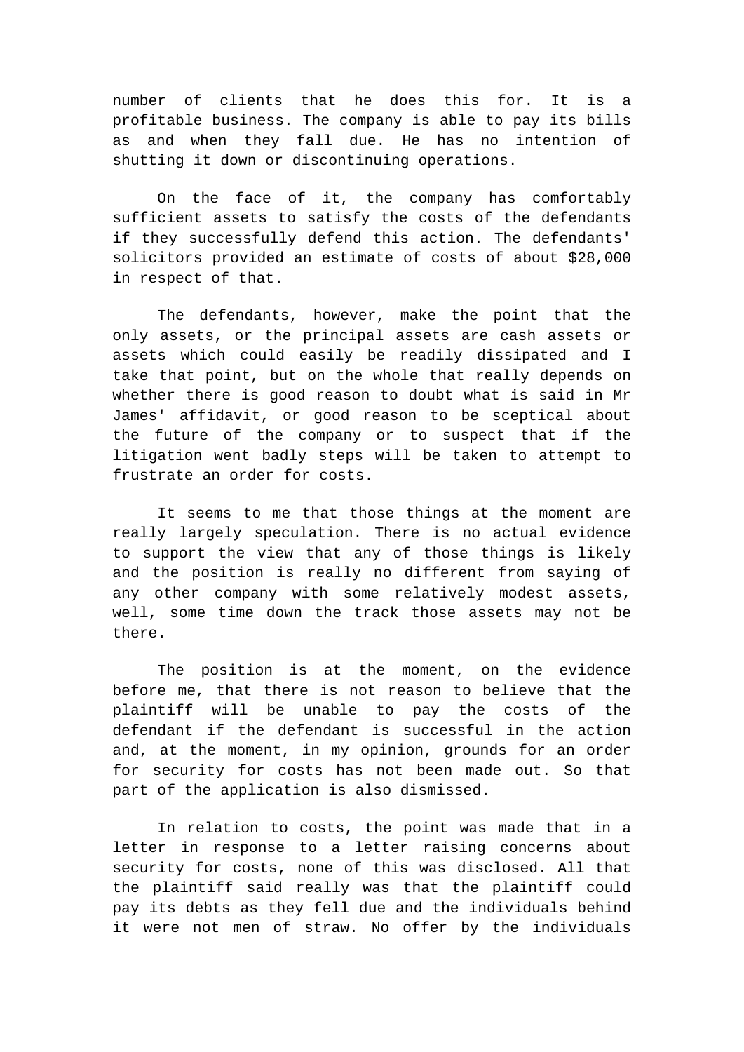number of clients that he does this for. It is a profitable business. The company is able to pay its bills as and when they fall due. He has no intention of shutting it down or discontinuing operations.

On the face of it, the company has comfortably sufficient assets to satisfy the costs of the defendants if they successfully defend this action. The defendants' solicitors provided an estimate of costs of about $28,000 in respect of that.

The defendants, however, make the point that the only assets, or the principal assets are cash assets or assets which could easily be readily dissipated and I take that point, but on the whole that really depends on whether there is good reason to doubt what is said in Mr James' affidavit, or good reason to be sceptical about the future of the company or to suspect that if the litigation went badly steps will be taken to attempt to frustrate an order for costs.

It seems to me that those things at the moment are really largely speculation. There is no actual evidence to support the view that any of those things is likely and the position is really no different from saying of any other company with some relatively modest assets, well, some time down the track those assets may not be there.

The position is at the moment, on the evidence before me, that there is not reason to believe that the plaintiff will be unable to pay the costs of the defendant if the defendant is successful in the action and, at the moment, in my opinion, grounds for an order for security for costs has not been made out. So that part of the application is also dismissed.

In relation to costs, the point was made that in a letter in response to a letter raising concerns about security for costs, none of this was disclosed. All that the plaintiff said really was that the plaintiff could pay its debts as they fell due and the individuals behind it were not men of straw. No offer by the individuals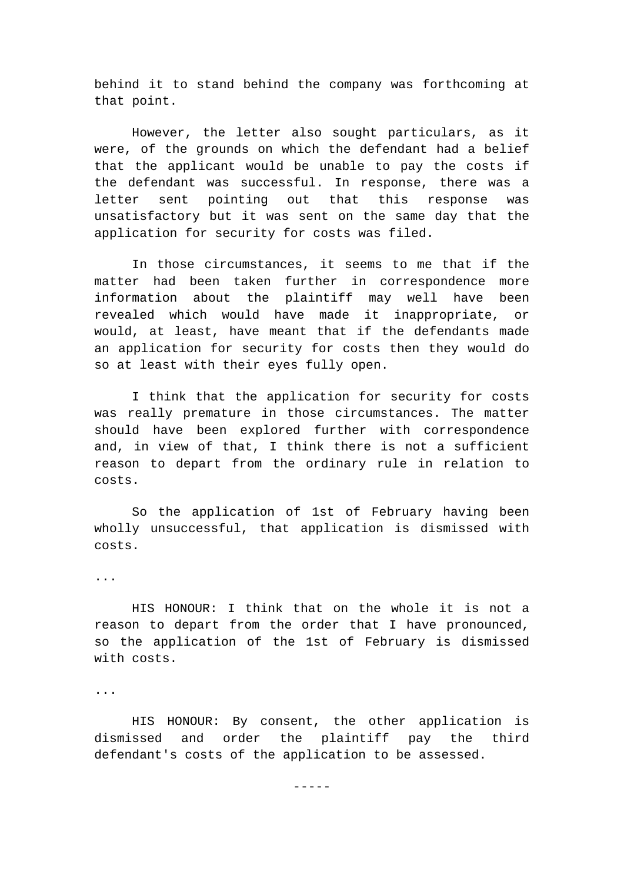behind it to stand behind the company was forthcoming at that point.

However, the letter also sought particulars, as it were, of the grounds on which the defendant had a belief that the applicant would be unable to pay the costs if the defendant was successful. In response, there was a letter sent pointing out that this response was unsatisfactory but it was sent on the same day that the application for security for costs was filed.

In those circumstances, it seems to me that if the matter had been taken further in correspondence more information about the plaintiff may well have been revealed which would have made it inappropriate, or would, at least, have meant that if the defendants made an application for security for costs then they would do so at least with their eyes fully open.

I think that the application for security for costs was really premature in those circumstances. The matter should have been explored further with correspondence and, in view of that, I think there is not a sufficient reason to depart from the ordinary rule in relation to costs.

So the application of 1st of February having been wholly unsuccessful, that application is dismissed with costs.

...

HIS HONOUR: I think that on the whole it is not a reason to depart from the order that I have pronounced, so the application of the 1st of February is dismissed with costs.

...

HIS HONOUR: By consent, the other application is dismissed and order the plaintiff pay the third defendant's costs of the application to be assessed.

-----